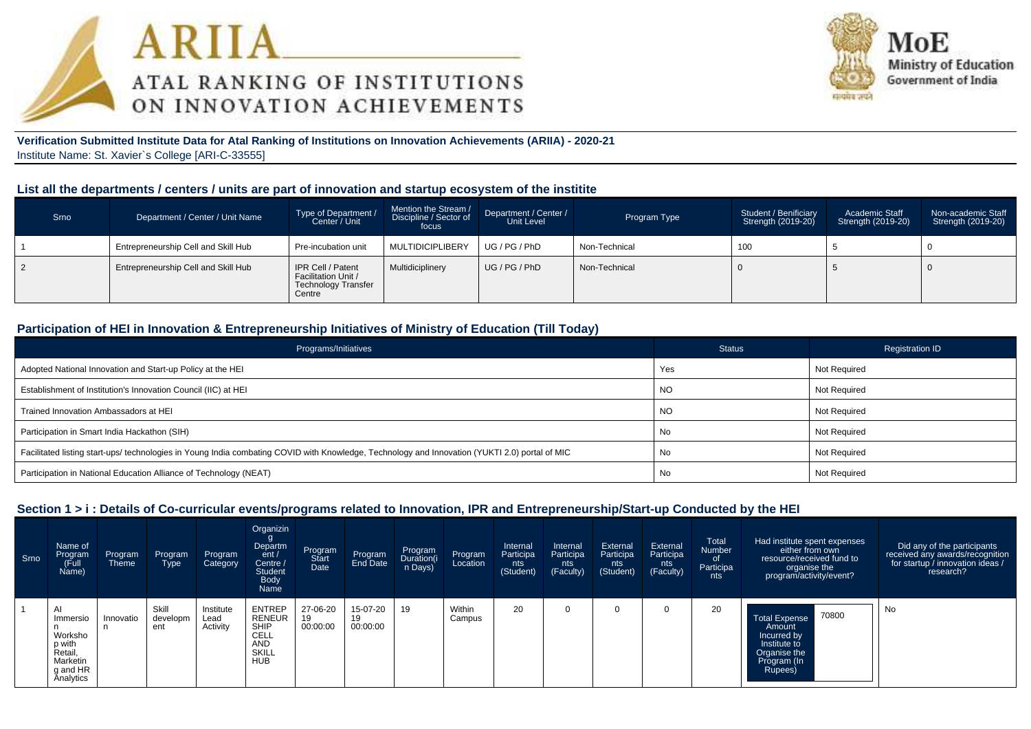# ARIIA

## ATAL RANKING OF INSTITUTIONS ON INNOVATION ACHIEVEMENTS

MoE
Ministry of Education
Government of India

**Verification Submitted Institute Data for Atal Ranking of Institutions on Innovation Achievements (ARIIA) - 2020-21**

Institute Name: St. Xavier`s College [ARI-C-33555]

### List all the departments / centers / units are part of innovation and startup ecosystem of the institite

| Srno | Department / Center / Unit Name | Type of Department / Center / Unit | Mention the Stream / Discipline / Sector of focus | Department / Center / Unit Level | Program Type | Student / Benificiary Strength (2019-20) | Academic Staff Strength (2019-20) | Non-academic Staff Strength (2019-20) |
|---|---|---|---|---|---|---|---|---|
| 1 | Entrepreneurship Cell and Skill Hub | Pre-incubation unit | MULTIDICIPLIBERY | UG / PG / PhD | Non-Technical | 100 | 5 | 0 |
| 2 | Entrepreneurship Cell and Skill Hub | IPR Cell / Patent Facilitation Unit / Technology Transfer Centre | Multidiciplinery | UG / PG / PhD | Non-Technical | 0 | 5 | 0 |

### Participation of HEI in Innovation & Entrepreneurship Initiatives of Ministry of Education (Till Today)

| Programs/Initiatives | Status | Registration ID |
|---|---|---|
| Adopted National Innovation and Start-up Policy at the HEI | Yes | Not Required |
| Establishment of Institution's Innovation Council (IIC) at HEI | NO | Not Required |
| Trained Innovation Ambassadors at HEI | NO | Not Required |
| Participation in Smart India Hackathon (SIH) | No | Not Required |
| Facilitated listing start-ups/ technologies in Young India combating COVID with Knowledge, Technology and Innovation (YUKTI 2.0) portal of MIC | No | Not Required |
| Participation in National Education Alliance of Technology (NEAT) | No | Not Required |

### Section 1 > i : Details of Co-curricular events/programs related to Innovation, IPR and Entrepreneurship/Start-up Conducted by the HEI

| Srno | Name of Program (Full Name) | Program Theme | Program Type | Program Category | Organizing Department / Centre / Student Body Name | Program Start Date | Program End Date | Program Duration(in Days) | Program Location | Internal Participants (Student) | Internal Participants (Faculty) | External Participants (Student) | External Participants (Faculty) | Total Number of Participants | Had institute spent expenses either from own resource/received fund to organise the program/activity/event? | Did any of the participants received any awards/recognition for startup / innovation ideas / research? |
|---|---|---|---|---|---|---|---|---|---|---|---|---|---|---|---|---|
| 1 | AI Immersion Workshop with Retail, Marketing and HR Analytics | Innovation | Skill development | Institute Lead Activity | ENTREPRENEURSHIP CELL AND SKILL HUB | 27-06-2019 00:00:00 | 15-07-2019 00:00:00 | 19 | Within Campus | 20 | 0 | 0 | 0 | 20 | Total Expense Amount Incurred by Institute to Organise the Program (In Rupees): 70800 | No |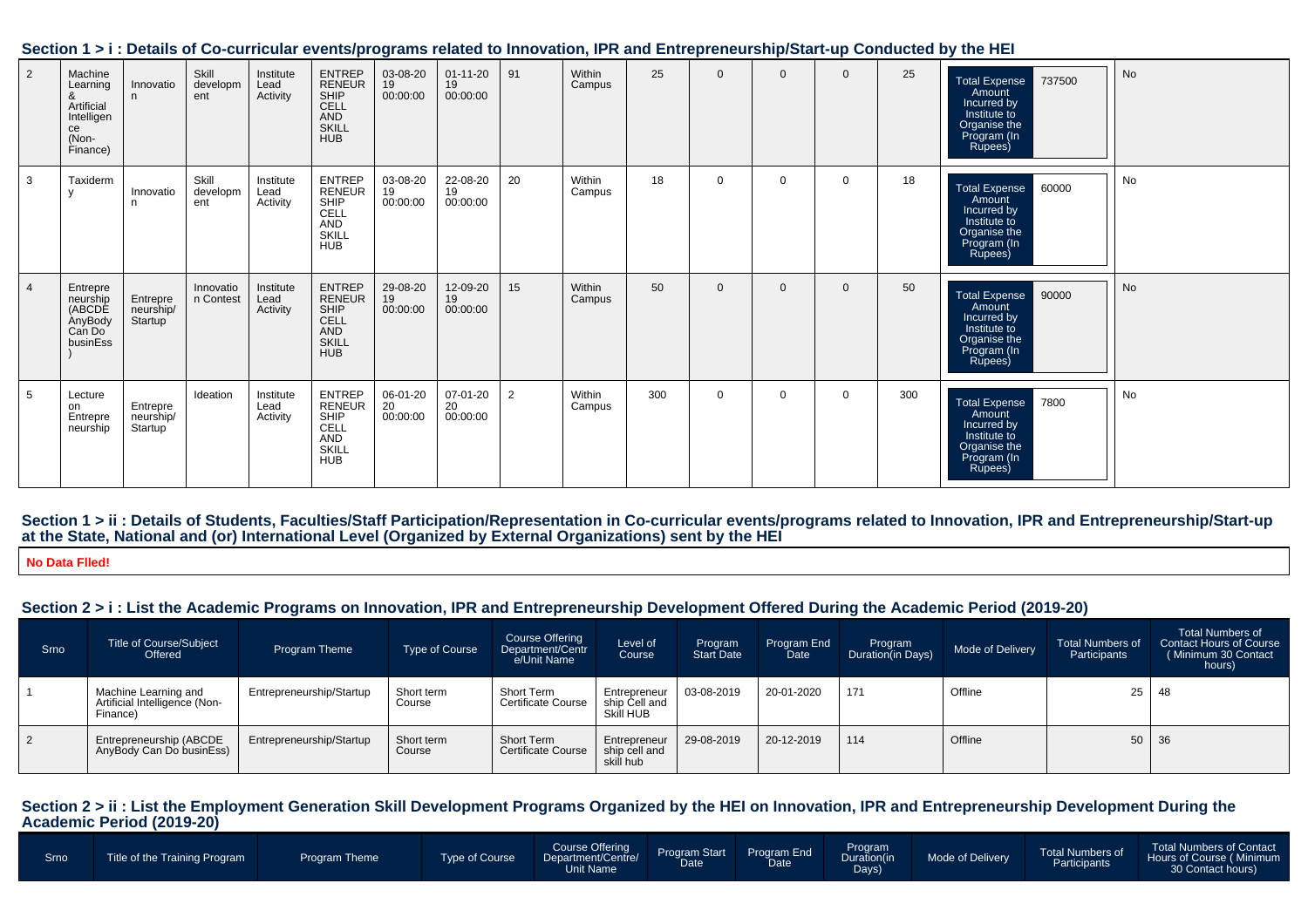### Section 1 > i : Details of Co-curricular events/programs related to Innovation, IPR and Entrepreneurship/Start-up Conducted by the HEI

| | | | | | | | | | | | | | | | | |
|---|---|---|---|---|---|---|---|---|---|---|---|---|---|---|---|---|
| 2 | Machine Learning & Artificial Intelligence (Non-Finance) | Innovation | Skill development | Institute Lead Activity | ENTREPRENEURSHIP CELL AND SKILL HUB | 03-08-2019 00:00:00 | 01-11-2019 00:00:00 | 91 | Within Campus | 25 | 0 | 0 | 0 | 25 | Total Expense Amount Incurred by Institute to Organise the Program (In Rupees) 737500 | No |
| 3 | Taxidermy | Innovation | Skill development | Institute Lead Activity | ENTREPRENEURSHIP CELL AND SKILL HUB | 03-08-2019 00:00:00 | 22-08-2019 00:00:00 | 20 | Within Campus | 18 | 0 | 0 | 0 | 18 | Total Expense Amount Incurred by Institute to Organise the Program (In Rupees) 60000 | No |
| 4 | Entrepreneurship (ABCDE AnyBody Can Do businEss) | Entrepreneurship/Startup | Innovation Contest | Institute Lead Activity | ENTREPRENEURSHIP CELL AND SKILL HUB | 29-08-2019 00:00:00 | 12-09-2019 00:00:00 | 15 | Within Campus | 50 | 0 | 0 | 0 | 50 | Total Expense Amount Incurred by Institute to Organise the Program (In Rupees) 90000 | No |
| 5 | Lecture on Entrepreneurship | Entrepreneurship/Startup | Ideation | Institute Lead Activity | ENTREPRENEURSHIP CELL AND SKILL HUB | 06-01-2020 00:00:00 | 07-01-2020 00:00:00 | 2 | Within Campus | 300 | 0 | 0 | 0 | 300 | Total Expense Amount Incurred by Institute to Organise the Program (In Rupees) 7800 | No |

### Section 1 > ii : Details of Students, Faculties/Staff Participation/Representation in Co-curricular events/programs related to Innovation, IPR and Entrepreneurship/Start-up at the State, National and (or) International Level (Organized by External Organizations) sent by the HEI

**No Data Flled!**

### Section 2 > i : List the Academic Programs on Innovation, IPR and Entrepreneurship Development Offered During the Academic Period (2019-20)

| Srno | Title of Course/Subject Offered | Program Theme | Type of Course | Course Offering Department/Centre/Unit Name | Level of Course | Program Start Date | Program End Date | Program Duration(in Days) | Mode of Delivery | Total Numbers of Participants | Total Numbers of Contact Hours of Course ( Minimum 30 Contact hours) |
|---|---|---|---|---|---|---|---|---|---|---|---|
| 1 | Machine Learning and Artificial Intelligence (Non-Finance) | Entrepreneurship/Startup | Short term Course | Short Term Certificate Course | Entrepreneurship Cell and Skill HUB | 03-08-2019 | 20-01-2020 | 171 | Offline | 25 | 48 |
| 2 | Entrepreneurship (ABCDE AnyBody Can Do businEss) | Entrepreneurship/Startup | Short term Course | Short Term Certificate Course | Entrepreneurship cell and skill hub | 29-08-2019 | 20-12-2019 | 114 | Offline | 50 | 36 |

### Section 2 > ii : List the Employment Generation Skill Development Programs Organized by the HEI on Innovation, IPR and Entrepreneurship Development During the Academic Period (2019-20)

| Srno | Title of the Training Program | Program Theme | Type of Course | Course Offering Department/Centre/Unit Name | Program Start Date | Program End Date | Program Duration(in Days) | Mode of Delivery | Total Numbers of Participants | Total Numbers of Contact Hours of Course ( Minimum 30 Contact hours) |
|---|---|---|---|---|---|---|---|---|---|---|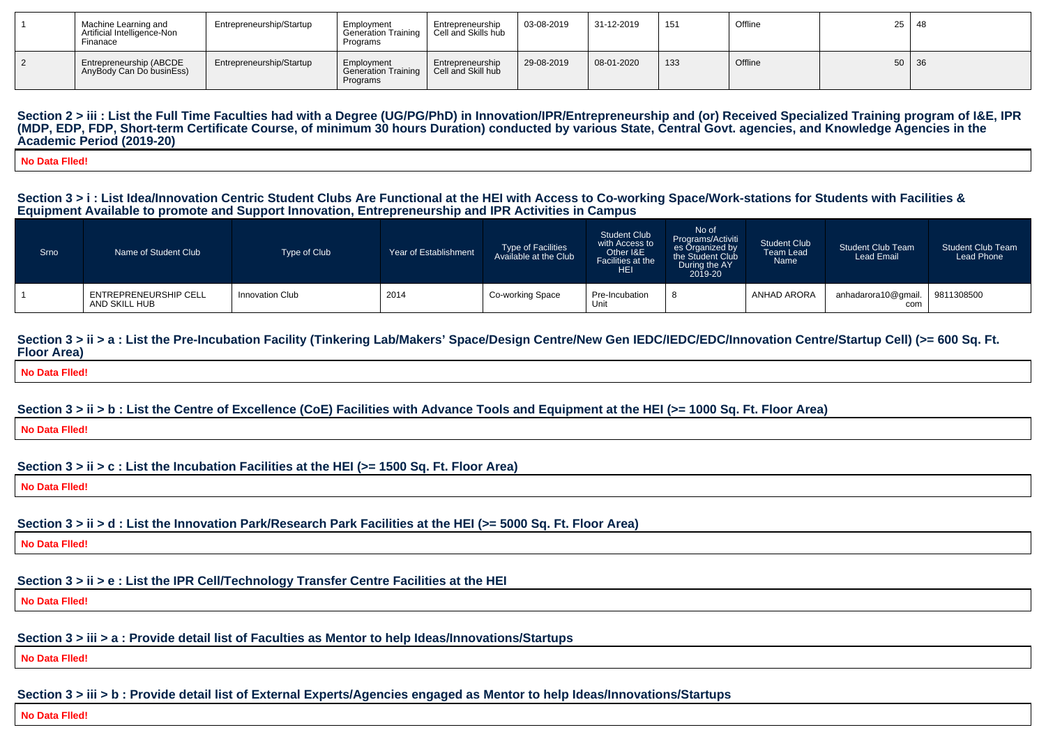| 1 | Machine Learning and Artificial Intelligence-Non Finanace | Entrepreneurship/Startup | Employment Generation Training Programs | Entrepreneurship Cell and Skills hub | 03-08-2019 | 31-12-2019 | 151 | Offline | 25 | 48 |
|---|---|---|---|---|---|---|---|---|---|---|
| 2 | Entrepreneurship (ABCDE AnyBody Can Do businEss) | Entrepreneurship/Startup | Employment Generation Training Programs | Entrepreneurship Cell and Skill hub | 29-08-2019 | 08-01-2020 | 133 | Offline | 50 | 36 |

### Section 2 > iii : List the Full Time Faculties had with a Degree (UG/PG/PhD) in Innovation/IPR/Entrepreneurship and (or) Received Specialized Training program of I&E, IPR (MDP, EDP, FDP, Short-term Certificate Course, of minimum 30 hours Duration) conducted by various State, Central Govt. agencies, and Knowledge Agencies in the Academic Period (2019-20)

**No Data FIled!**

### Section 3 > i : List Idea/Innovation Centric Student Clubs Are Functional at the HEI with Access to Co-working Space/Work-stations for Students with Facilities & Equipment Available to promote and Support Innovation, Entrepreneurship and IPR Activities in Campus

| Srno | Name of Student Club | Type of Club | Year of Establishment | Type of Facilities Available at the Club | Student Club with Access to Other I&E Facilities at the HEI | No of Programs/Activities Organized by the Student Club During the AY 2019-20 | Student Club Team Lead Name | Student Club Team Lead Email | Student Club Team Lead Phone |
|---|---|---|---|---|---|---|---|---|---|
| 1 | ENTREPRENEURSHIP CELL AND SKILL HUB | Innovation Club | 2014 | Co-working Space | Pre-Incubation Unit | 8 | ANHAD ARORA | anhadarora10@gmail.com | 9811308500 |

### Section 3 > ii > a : List the Pre-Incubation Facility (Tinkering Lab/Makers' Space/Design Centre/New Gen IEDC/IEDC/EDC/Innovation Centre/Startup Cell) (>= 600 Sq. Ft. Floor Area)

**No Data FIled!**

### Section 3 > ii > b : List the Centre of Excellence (CoE) Facilities with Advance Tools and Equipment at the HEI (>= 1000 Sq. Ft. Floor Area)

**No Data FIled!**

### Section 3 > ii > c : List the Incubation Facilities at the HEI (>= 1500 Sq. Ft. Floor Area)

**No Data FIled!**

### Section 3 > ii > d : List the Innovation Park/Research Park Facilities at the HEI (>= 5000 Sq. Ft. Floor Area)

**No Data FIled!**

### Section 3 > ii > e : List the IPR Cell/Technology Transfer Centre Facilities at the HEI

**No Data FIled!**

### Section 3 > iii > a : Provide detail list of Faculties as Mentor to help Ideas/Innovations/Startups

**No Data FIled!**

### Section 3 > iii > b : Provide detail list of External Experts/Agencies engaged as Mentor to help Ideas/Innovations/Startups

**No Data FIled!**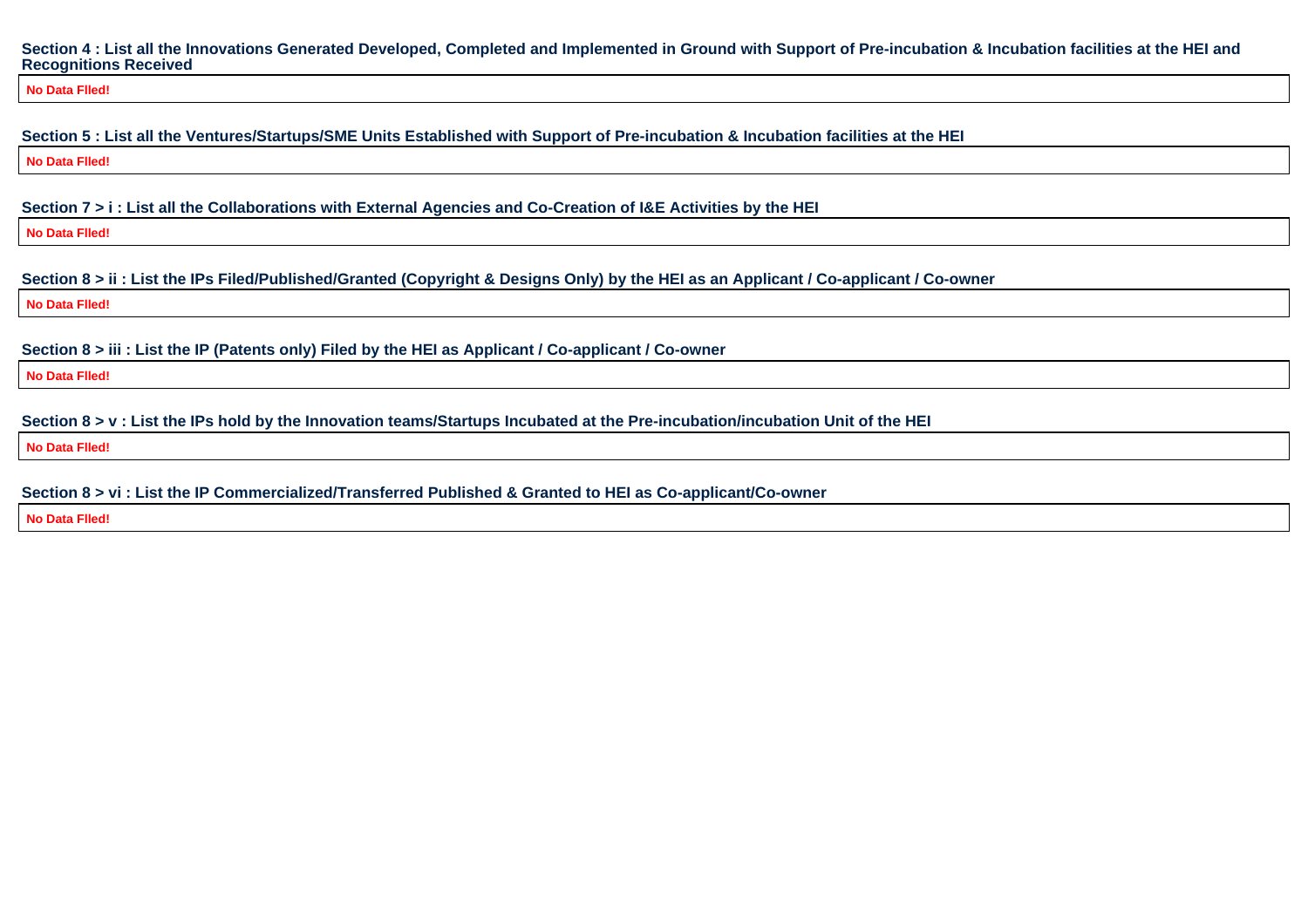**Section 4 : List all the Innovations Generated Developed, Completed and Implemented in Ground with Support of Pre-incubation & Incubation facilities at the HEI and Recognitions Received**

| No Data FIled! |
| --- |

**Section 5 : List all the Ventures/Startups/SME Units Established with Support of Pre-incubation & Incubation facilities at the HEI**

| No Data FIled! |
| --- |

**Section 7 > i : List all the Collaborations with External Agencies and Co-Creation of I&E Activities by the HEI**

| No Data FIled! |
| --- |

**Section 8 > ii : List the IPs Filed/Published/Granted (Copyright & Designs Only) by the HEI as an Applicant / Co-applicant / Co-owner**

| No Data FIled! |
| --- |

**Section 8 > iii : List the IP (Patents only) Filed by the HEI as Applicant / Co-applicant / Co-owner**

| No Data FIled! |
| --- |

**Section 8 > v : List the IPs hold by the Innovation teams/Startups Incubated at the Pre-incubation/incubation Unit of the HEI**

| No Data FIled! |
| --- |

**Section 8 > vi : List the IP Commercialized/Transferred Published & Granted to HEI as Co-applicant/Co-owner**

| No Data FIled! |
| --- |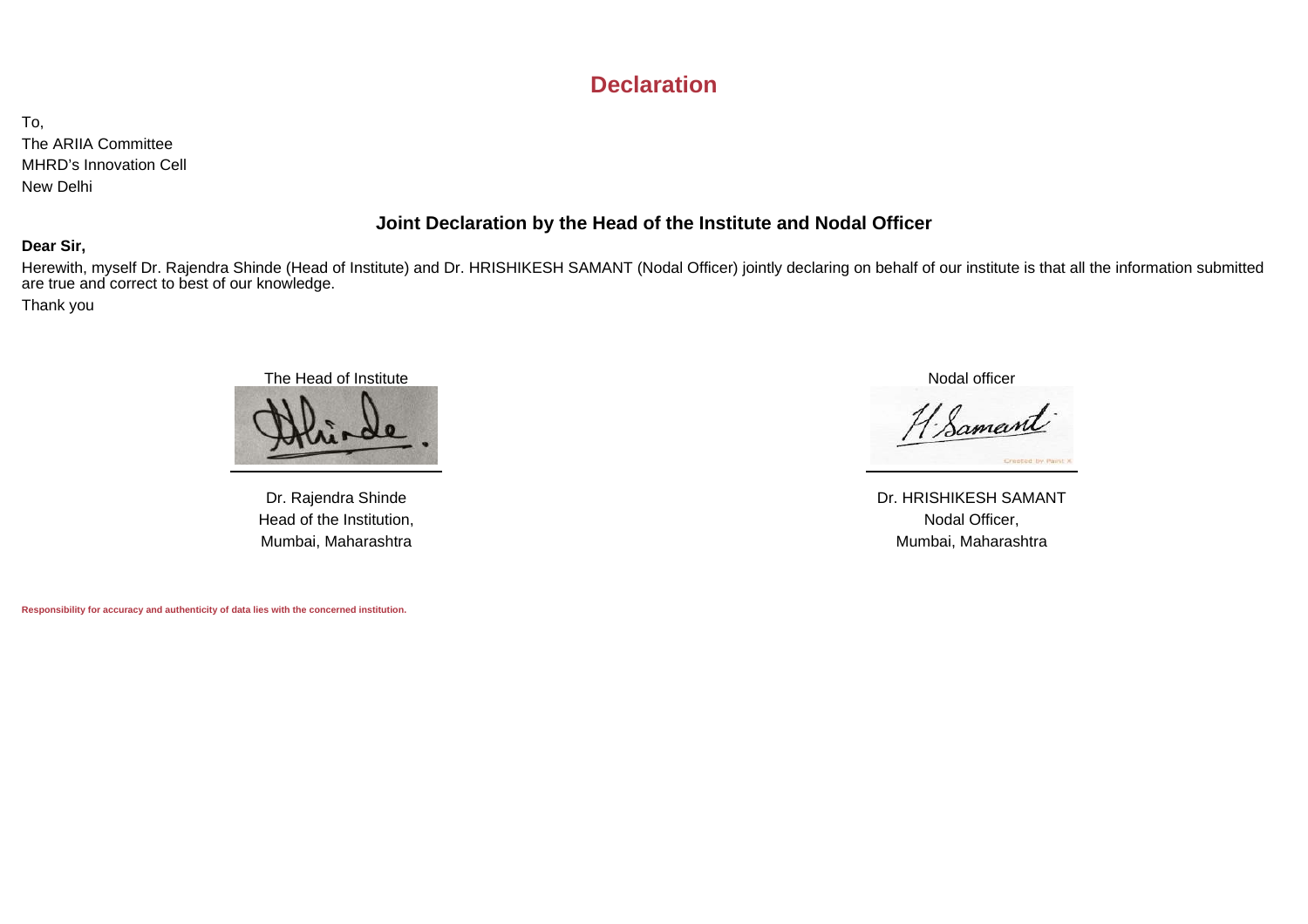# Declaration

To,

The ARIIA Committee

MHRD's Innovation Cell

New Delhi

## Joint Declaration by the Head of the Institute and Nodal Officer

**Dear Sir,**

Herewith, myself Dr. Rajendra Shinde (Head of Institute) and Dr. HRISHIKESH SAMANT (Nodal Officer) jointly declaring on behalf of our institute is that all the information submitted are true and correct to best of our knowledge.

Thank you

The Head of Institute

Dr. Rajendra Shinde
Head of the Institution,
Mumbai, Maharashtra

Nodal officer

Dr. HRISHIKESH SAMANT
Nodal Officer,
Mumbai, Maharashtra

**Responsibility for accuracy and authenticity of data lies with the concerned institution.**